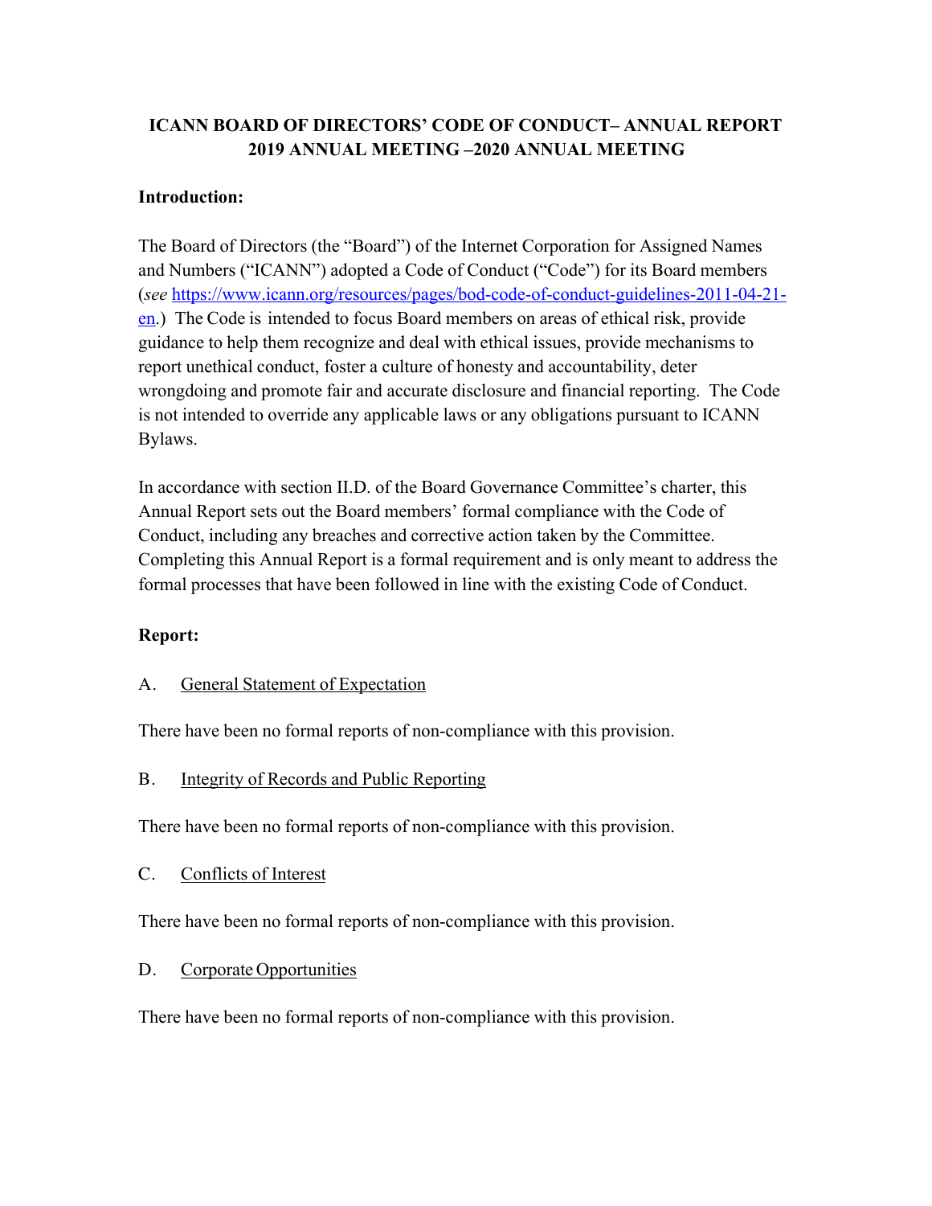# ICANN BOARD OF DIRECTORS' CODE OF CONDUCT– ANNUAL REPORT 2019 ANNUAL MEETING –2020 ANNUAL MEETING

**Introduction:**

The Board of Directors (the "Board") of the Internet Corporation for Assigned Names and Numbers ("ICANN") adopted a Code of Conduct ("Code") for its Board members (*see* https://www.icann.org/resources/pages/bod-code-of-conduct-guidelines-2011-04-21-en.) The Code is intended to focus Board members on areas of ethical risk, provide guidance to help them recognize and deal with ethical issues, provide mechanisms to report unethical conduct, foster a culture of honesty and accountability, deter wrongdoing and promote fair and accurate disclosure and financial reporting. The Code is not intended to override any applicable laws or any obligations pursuant to ICANN Bylaws.

In accordance with section II.D. of the Board Governance Committee's charter, this Annual Report sets out the Board members' formal compliance with the Code of Conduct, including any breaches and corrective action taken by the Committee. Completing this Annual Report is a formal requirement and is only meant to address the formal processes that have been followed in line with the existing Code of Conduct.

**Report:**

A. General Statement of Expectation

There have been no formal reports of non-compliance with this provision.

B. Integrity of Records and Public Reporting

There have been no formal reports of non-compliance with this provision.

C. Conflicts of Interest

There have been no formal reports of non-compliance with this provision.

D. Corporate Opportunities

There have been no formal reports of non-compliance with this provision.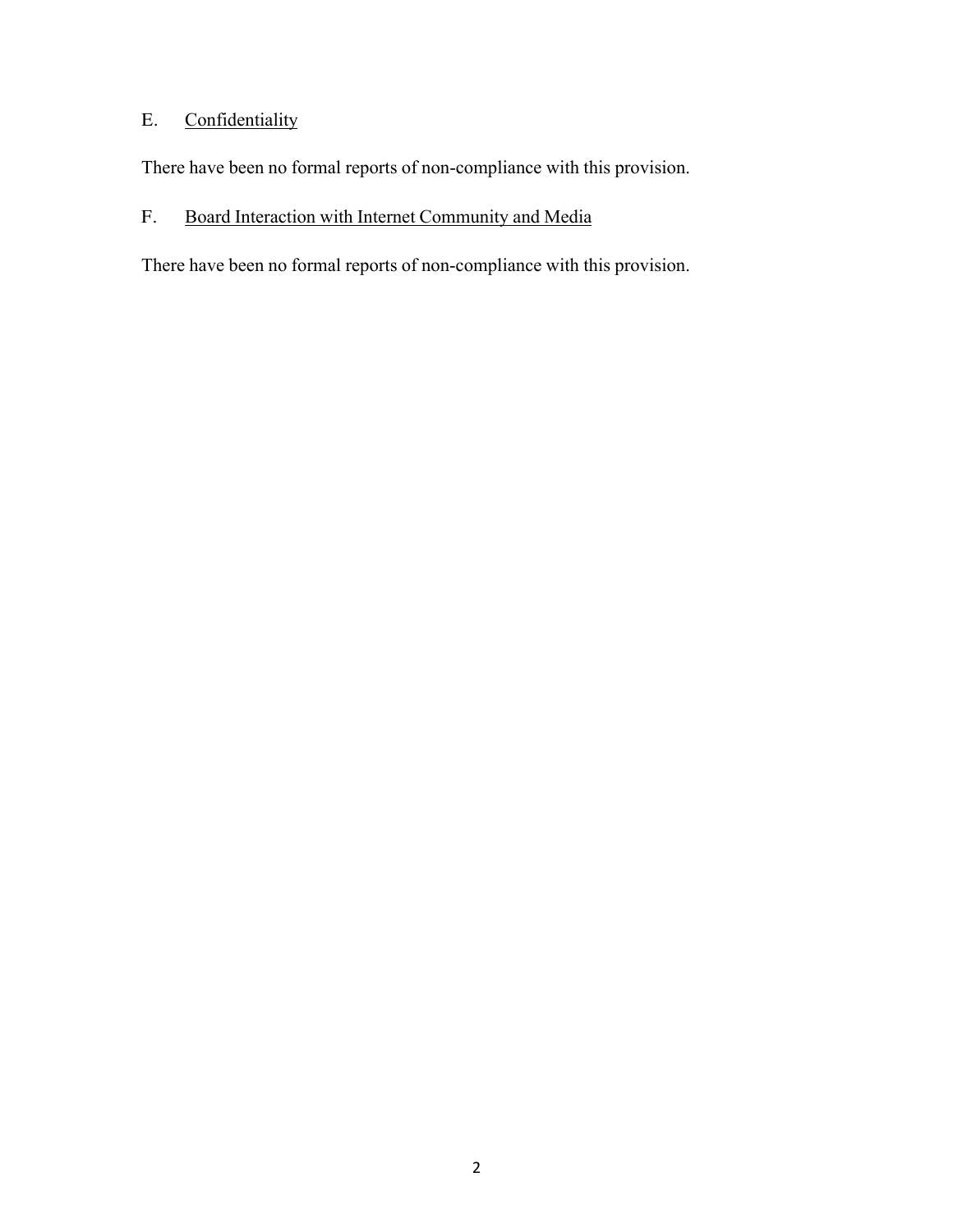## E. Confidentiality

There have been no formal reports of non-compliance with this provision.

## F. Board Interaction with Internet Community and Media

There have been no formal reports of non-compliance with this provision.